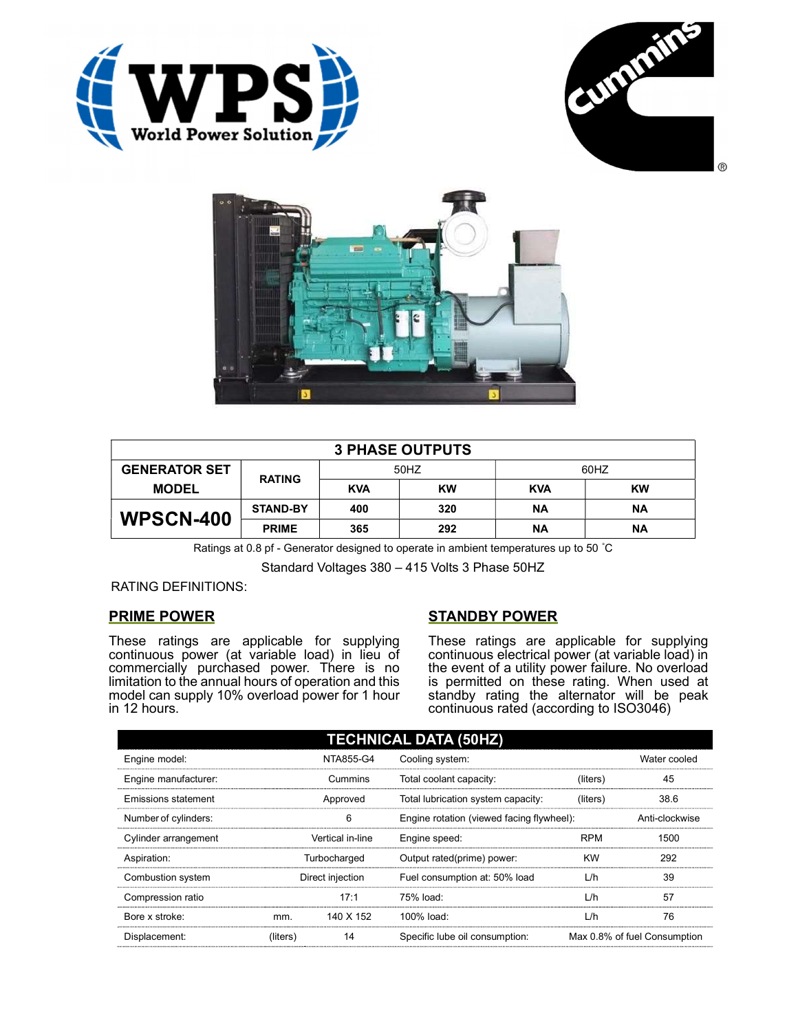| 3 PHASE OUTPUTS | | | | | |
|---|---|---|---|---|---|
| GENERATOR SET MODEL | RATING | 50HZ | | 60HZ | |
| | | KVA | KW | KVA | KW |
| WPSCN-400 | STAND-BY | 400 | 320 | NA | NA |
| | PRIME | 365 | 292 | NA | NA |

Ratings at 0.8 pf - Generator designed to operate in ambient temperatures up to 50 ˚C

Standard Voltages 380 – 415 Volts 3 Phase 50HZ

RATING DEFINITIONS:

## PRIME POWER

These ratings are applicable for supplying continuous power (at variable load) in lieu of commercially purchased power. There is no limitation to the annual hours of operation and this model can supply 10% overload power for 1 hour in 12 hours.

## STANDBY POWER

These ratings are applicable for supplying continuous electrical power (at variable load) in the event of a utility power failure. No overload is permitted on these rating. When used at standby rating the alternator will be peak continuous rated (according to ISO3046)

| TECHNICAL DATA (50HZ) | | | | | |
|---|---|---|---|---|---|
| Engine model: | | NTA855-G4 | Cooling system: | | Water cooled |
| Engine manufacturer: | | Cummins | Total coolant capacity: | (liters) | 45 |
| Emissions statement | | Approved | Total lubrication system capacity: | (liters) | 38.6 |
| Number of cylinders: | | 6 | Engine rotation (viewed facing flywheel): | | Anti-clockwise |
| Cylinder arrangement | | Vertical in-line | Engine speed: | RPM | 1500 |
| Aspiration: | | Turbocharged | Output rated(prime) power: | KW | 292 |
| Combustion system | | Direct injection | Fuel consumption at: 50% load | L/h | 39 |
| Compression ratio | | 17:1 | 75% load: | L/h | 57 |
| Bore x stroke: | mm. | 140 X 152 | 100% load: | L/h | 76 |
| Displacement: | (liters) | 14 | Specific lube oil consumption: | | Max 0.8% of fuel Consumption |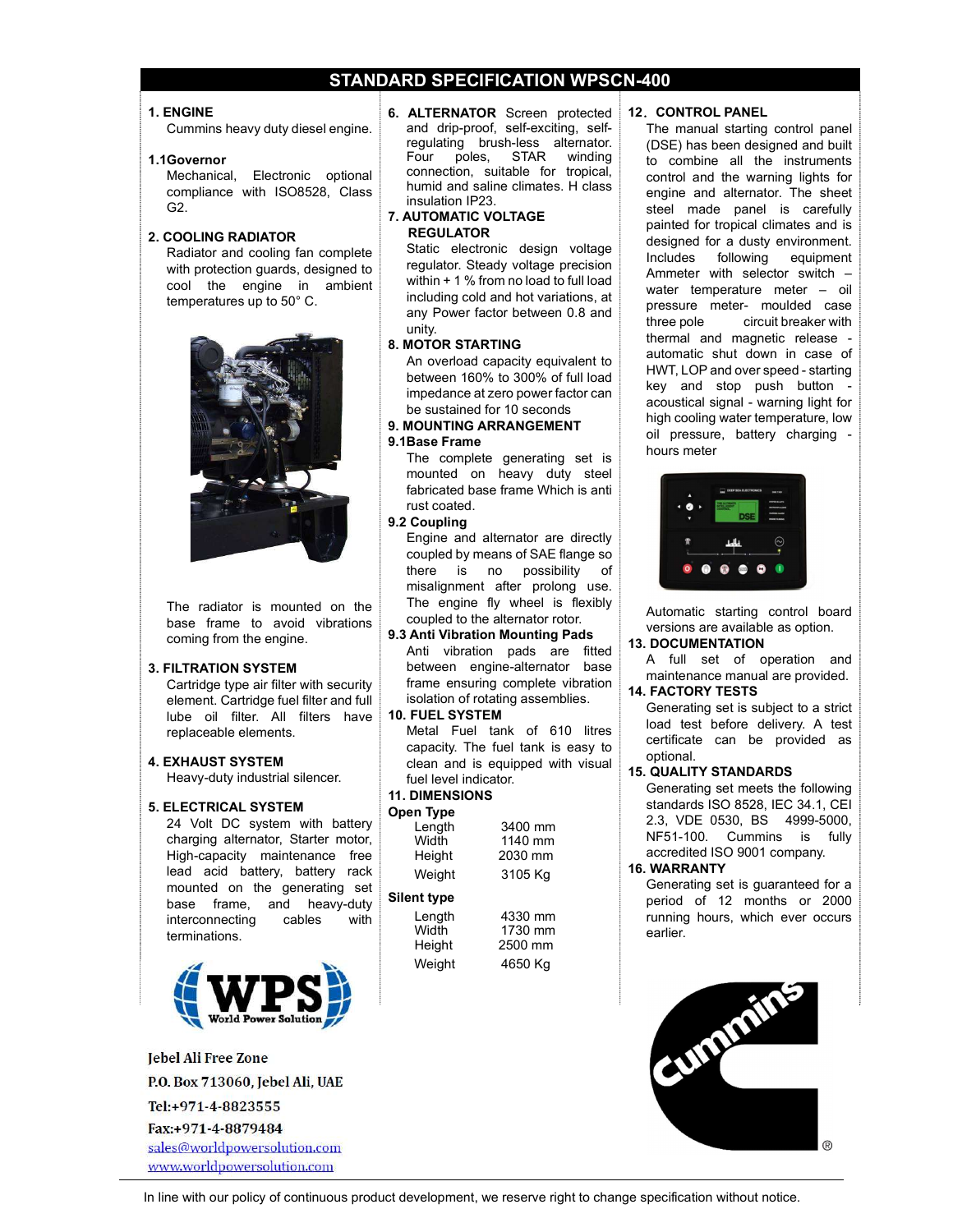# STANDARD SPECIFICATION WPSCN-400

## 1. ENGINE

Cummins heavy duty diesel engine.

### 1.1Governor

Mechanical, Electronic optional compliance with ISO8528, Class G2.

## 2. COOLING RADIATOR

Radiator and cooling fan complete with protection guards, designed to cool the engine in ambient temperatures up to 50° C.

The radiator is mounted on the base frame to avoid vibrations coming from the engine.

## 3. FILTRATION SYSTEM

Cartridge type air filter with security element. Cartridge fuel filter and full lube oil filter. All filters have replaceable elements.

## 4. EXHAUST SYSTEM

Heavy-duty industrial silencer.

## 5. ELECTRICAL SYSTEM

24 Volt DC system with battery charging alternator, Starter motor, High-capacity maintenance free lead acid battery, battery rack mounted on the generating set base frame, and heavy-duty interconnecting cables with terminations.

WPS World Power Solution

Jebel Ali Free Zone
P.O. Box 713060, Jebel Ali, UAE
Tel:+971-4-8823555
Fax:+971-4-8879484
sales@worldpowersolution.com
www.worldpowersolution.com

## 6. ALTERNATOR

Screen protected and drip-proof, self-exciting, self-regulating brush-less alternator. Four poles, STAR winding connection, suitable for tropical, humid and saline climates. H class insulation IP23.

## 7. AUTOMATIC VOLTAGE REGULATOR

Static electronic design voltage regulator. Steady voltage precision within + 1 % from no load to full load including cold and hot variations, at any Power factor between 0.8 and unity.

## 8. MOTOR STARTING

An overload capacity equivalent to between 160% to 300% of full load impedance at zero power factor can be sustained for 10 seconds

## 9. MOUNTING ARRANGEMENT

### 9.1Base Frame

The complete generating set is mounted on heavy duty steel fabricated base frame Which is anti rust coated.

### 9.2 Coupling

Engine and alternator are directly coupled by means of SAE flange so there is no possibility of misalignment after prolong use. The engine fly wheel is flexibly coupled to the alternator rotor.

### 9.3 Anti Vibration Mounting Pads

Anti vibration pads are fitted between engine-alternator base frame ensuring complete vibration isolation of rotating assemblies.

## 10. FUEL SYSTEM

Metal Fuel tank of 610 litres capacity. The fuel tank is easy to clean and is equipped with visual fuel level indicator.

## 11. DIMENSIONS

**Open Type**

| | |
|---|---|
| Length | 3400 mm |
| Width | 1140 mm |
| Height | 2030 mm |
| Weight | 3105 Kg |

**Silent type**

| | |
|---|---|
| Length | 4330 mm |
| Width | 1730 mm |
| Height | 2500 mm |
| Weight | 4650 Kg |

## 12. CONTROL PANEL

The manual starting control panel (DSE) has been designed and built to combine all the instruments control and the warning lights for engine and alternator. The sheet steel made panel is carefully painted for tropical climates and is designed for a dusty environment. Includes following equipment Ammeter with selector switch – water temperature meter – oil pressure meter- moulded case three pole circuit breaker with thermal and magnetic release - automatic shut down in case of HWT, LOP and over speed - starting key and stop push button - acoustical signal - warning light for high cooling water temperature, low oil pressure, battery charging - hours meter

Automatic starting control board versions are available as option.

## 13. DOCUMENTATION

A full set of operation and maintenance manual are provided.

## 14. FACTORY TESTS

Generating set is subject to a strict load test before delivery. A test certificate can be provided as optional.

## 15. QUALITY STANDARDS

Generating set meets the following standards ISO 8528, IEC 34.1, CEI 2.3, VDE 0530, BS 4999-5000, NF51-100. Cummins is fully accredited ISO 9001 company.

## 16. WARRANTY

Generating set is guaranteed for a period of 12 months or 2000 running hours, which ever occurs earlier.

In line with our policy of continuous product development, we reserve right to change specification without notice.